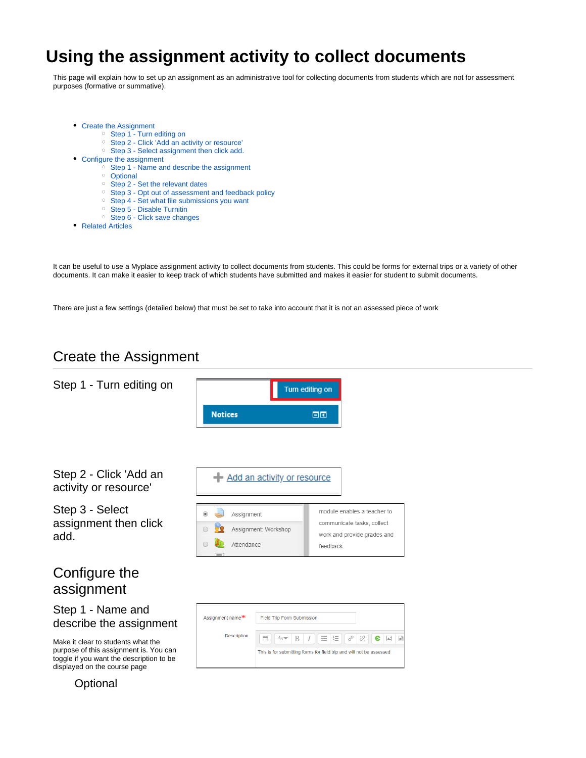# Using the assignment activity to collect documents

This page will explain how to set up an assignment as an administrative tool for collecting documents from students which are not for assessment purposes (formative or summative).

- Create the Assignment
  - Step 1 - Turn editing on
  - Step 2 - Click 'Add an activity or resource'
  - Step 3 - Select assignment then click add.
- Configure the assignment
  - Step 1 - Name and describe the assignment
  - Optional
  - Step 2 - Set the relevant dates
  - Step 3 - Opt out of assessment and feedback policy
  - Step 4 - Set what file submissions you want
  - Step 5 - Disable Turnitin
  - Step 6 - Click save changes
- Related Articles

It can be useful to use a Myplace assignment activity to collect documents from students. This could be forms for external trips or a variety of other documents. It can make it easier to keep track of which students have submitted and makes it easier for student to submit documents.

There are just a few settings (detailed below) that must be set to take into account that it is not an assessed piece of work

## Create the Assignment

### Step 1 - Turn editing on

### Step 2 - Click 'Add an activity or resource'

### Step 3 - Select assignment then click add.

## Configure the assignment

### Step 1 - Name and describe the assignment

Make it clear to students what the purpose of this assignment is. You can toggle if you want the description to be displayed on the course page

#### Optional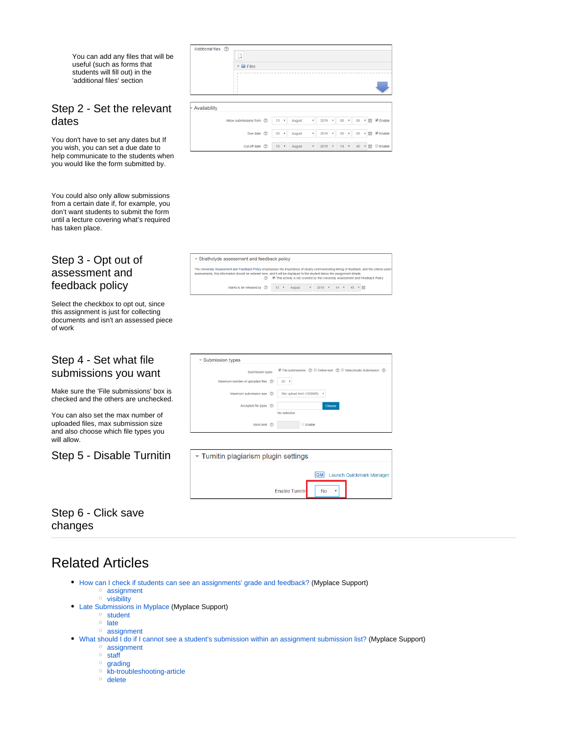You can add any files that will be useful (such as forms that students will fill out) in the 'additional files' section

## Step 2 - Set the relevant dates

You don't have to set any dates but If you wish, you can set a due date to help communicate to the students when you would like the form submitted by.

You could also only allow submissions from a certain date if, for example, you don't want students to submit the form until a lecture covering what's required has taken place.

## Step 3 - Opt out of assessment and feedback policy

Select the checkbox to opt out, since this assignment is just for collecting documents and isn't an assessed piece of work

## Step 4 - Set what file submissions you want

Make sure the 'File submissions' box is checked and the others are unchecked.

You can also set the max number of uploaded files, max submission size and also choose which file types you will allow.

## Step 5 - Disable Turnitin

## Step 6 - Click save changes

---

# Related Articles

- How can I check if students can see an assignments' grade and feedback? (Myplace Support)
  - assignment
  - visibility
- Late Submissions in Myplace (Myplace Support)
  - student
  - late
  - assignment
- What should I do if I cannot see a student's submission within an assignment submission list? (Myplace Support)
  - assignment
  - staff
  - grading
  - kb-troubleshooting-article
  - delete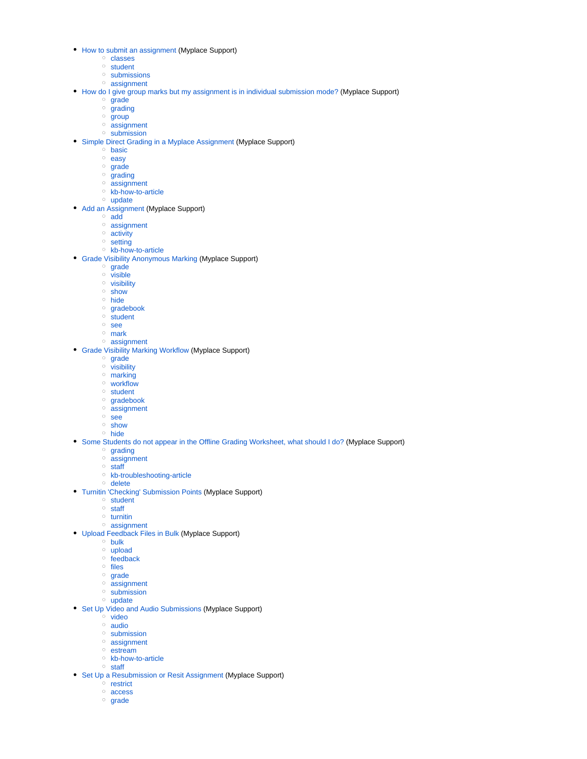- How to submit an assignment (Myplace Support)
  - classes
  - student
  - submissions
  - assignment
- How do I give group marks but my assignment is in individual submission mode? (Myplace Support)
  - grade
  - grading
  - group
  - assignment
  - submission
- Simple Direct Grading in a Myplace Assignment (Myplace Support)
  - basic
  - easy
  - grade
  - grading
  - assignment
  - kb-how-to-article
  - update
- Add an Assignment (Myplace Support)
  - add
  - assignment
  - activity
  - setting
  - kb-how-to-article
- Grade Visibility Anonymous Marking (Myplace Support)
  - grade
  - visible
  - visibility
  - show
  - hide
  - gradebook
  - student
  - see
  - mark
  - assignment
- Grade Visibility Marking Workflow (Myplace Support)
  - grade
  - visibility
  - marking
  - workflow
  - student
  - gradebook
  - assignment
  - see
  - show
  - hide
- Some Students do not appear in the Offline Grading Worksheet, what should I do? (Myplace Support)
  - grading
  - assignment
  - staff
  - kb-troubleshooting-article
  - delete
- Turnitin 'Checking' Submission Points (Myplace Support)
  - student
  - staff
  - turnitin
  - assignment
- Upload Feedback Files in Bulk (Myplace Support)
  - bulk
  - upload
  - feedback
  - files
  - grade
  - assignment
  - submission
  - update
- Set Up Video and Audio Submissions (Myplace Support)
  - video
  - audio
  - submission
  - assignment
  - estream
  - kb-how-to-article
  - staff
- Set Up a Resubmission or Resit Assignment (Myplace Support)
  - restrict
  - access
  - grade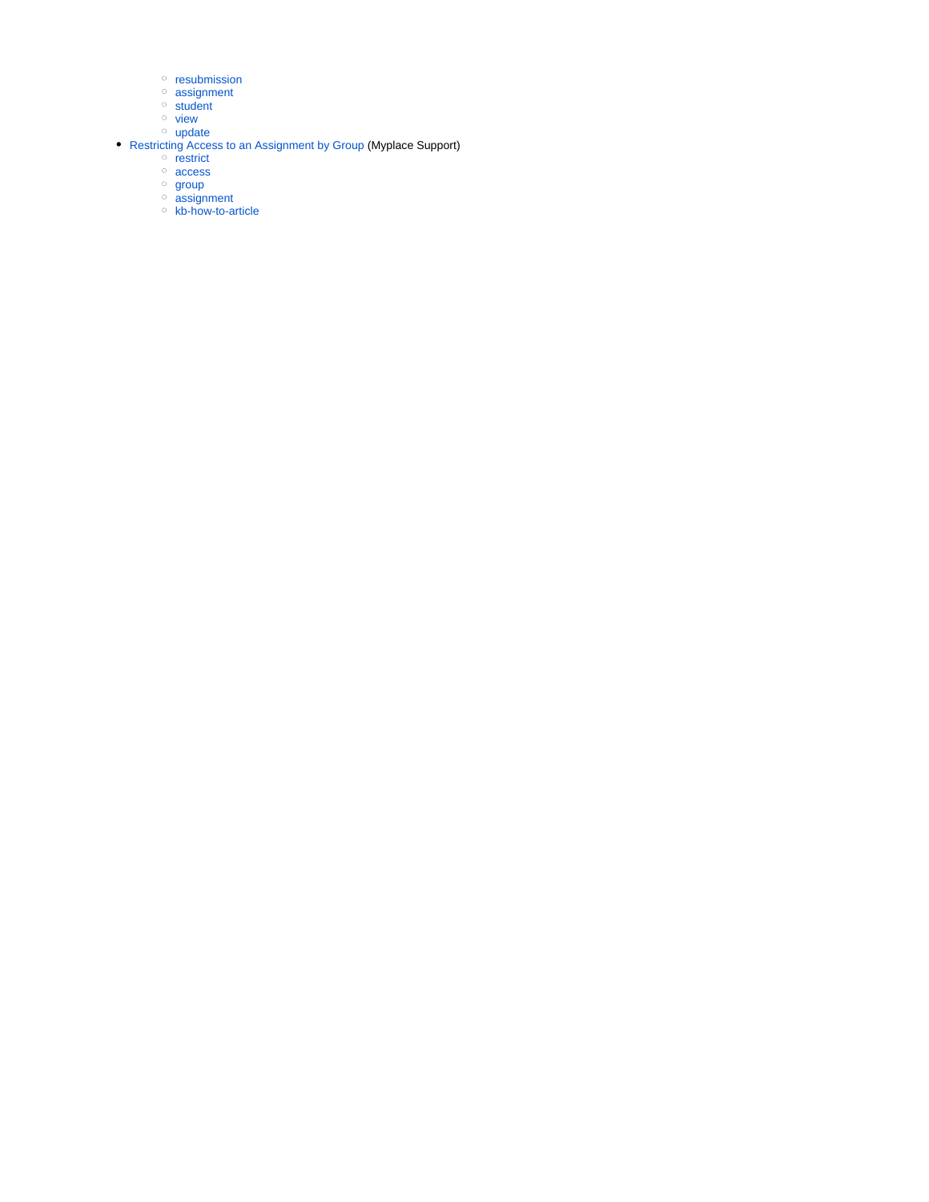- resubmission
    - assignment
    - student
    - view
    - update
- Restricting Access to an Assignment by Group (Myplace Support)
    - restrict
    - access
    - group
    - assignment
    - kb-how-to-article